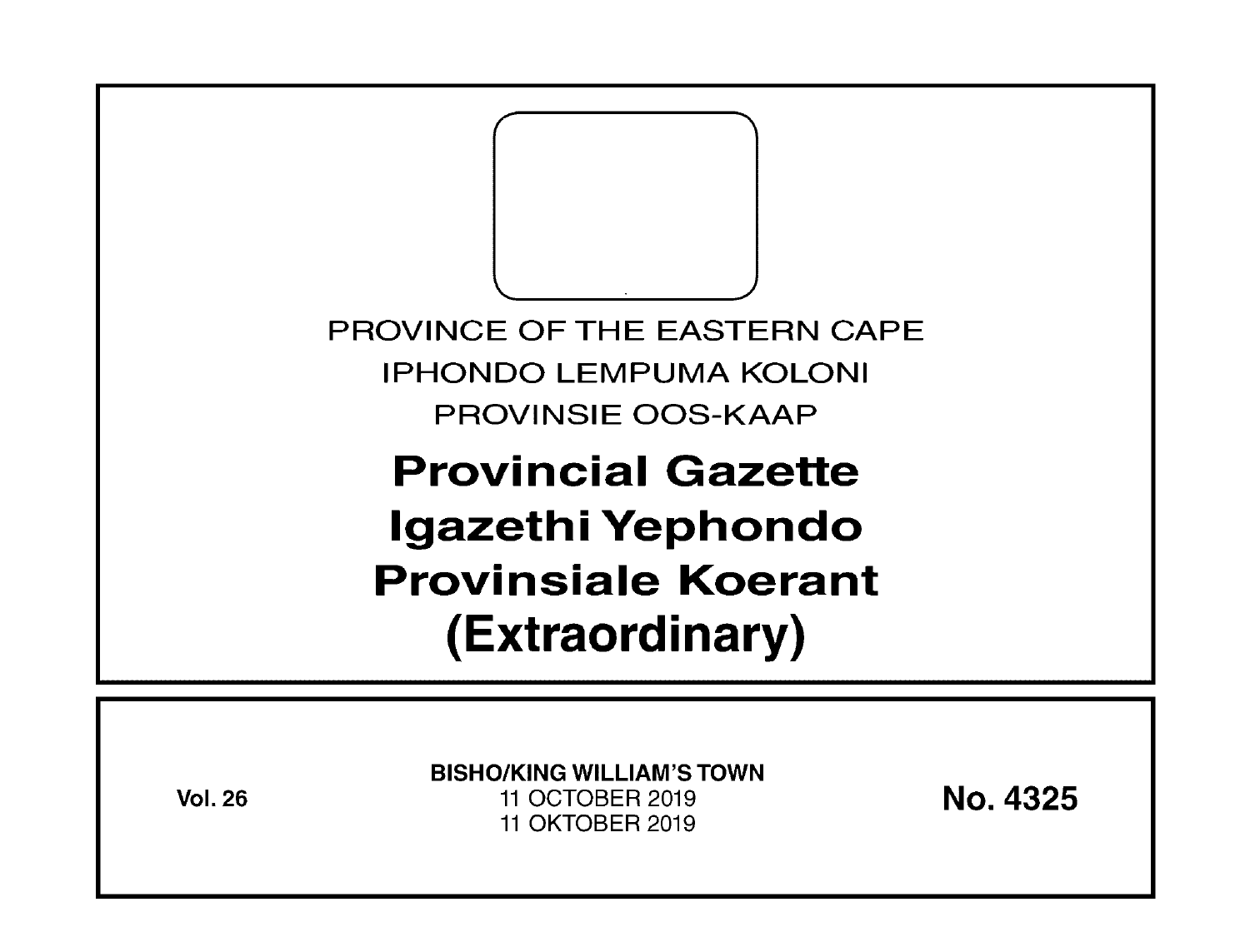PROVINCE OF THE EASTERN CAPE

IPHONDO LEMPUMA KOLONI

PROVINSIE OOS-KAAP

# Provincial Gazette
# Igazethi Yephondo
# Provinsiale Koerant
# (Extraordinary)

**Vol. 26**

**BISHO/KING WILLIAM'S TOWN**

11 OCTOBER 2019

11 OKTOBER 2019

**No. 4325**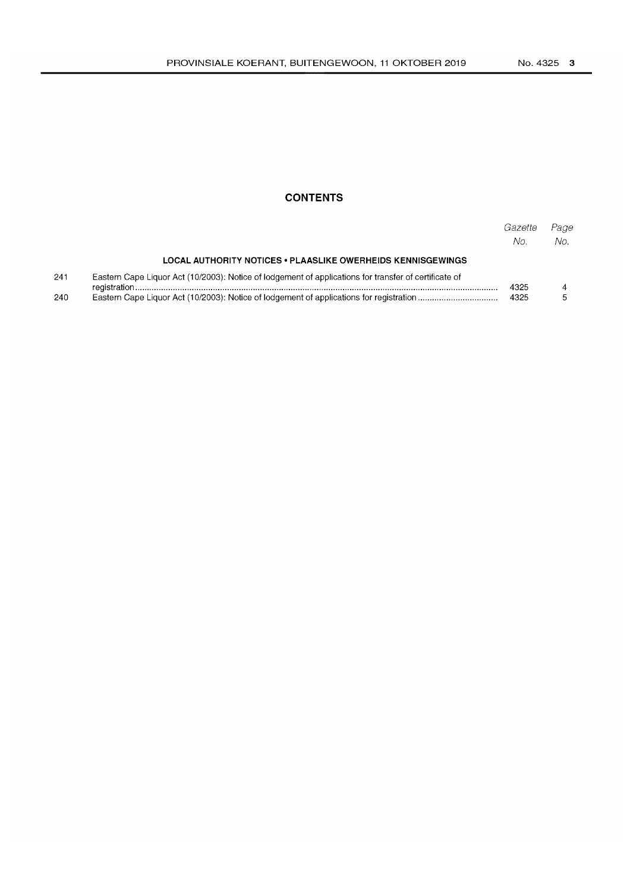## CONTENTS

| | | Gazette No. | Page No. |
|---|---|---|---|
| | **LOCAL AUTHORITY NOTICES • PLAASLIKE OWERHEIDS KENNISGEWINGS** | | |
| 241 | Eastern Cape Liquor Act (10/2003): Notice of lodgement of applications for transfer of certificate of registration | 4325 | 4 |
| 240 | Eastern Cape Liquor Act (10/2003): Notice of lodgement of applications for registration | 4325 | 5 |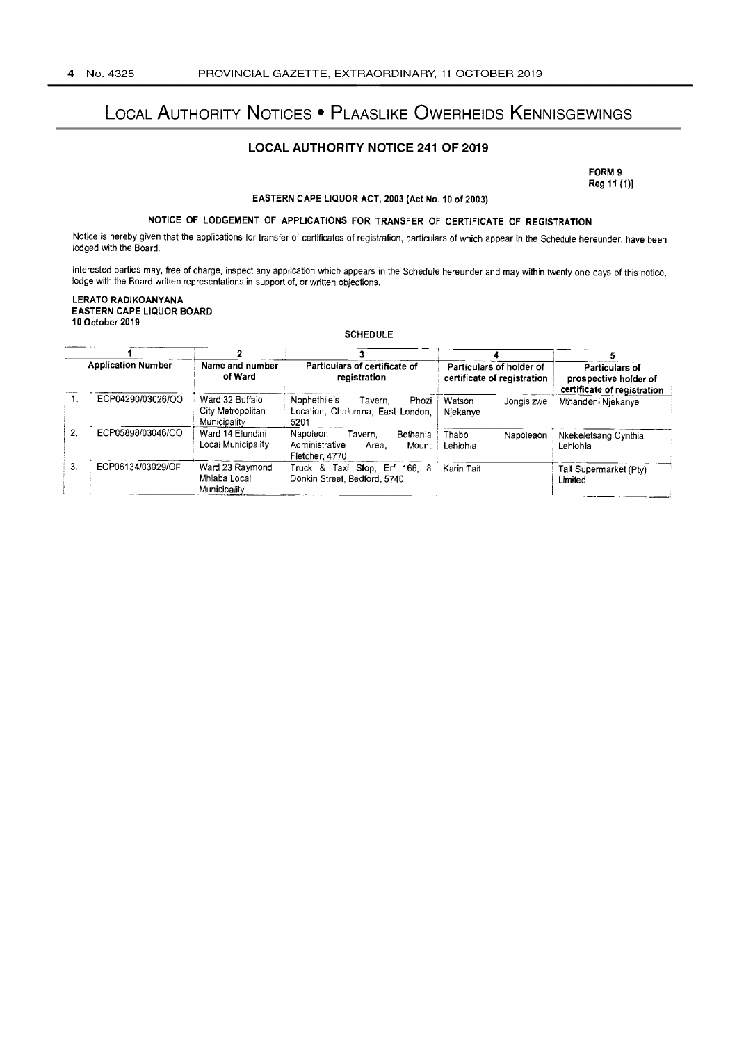# LOCAL AUTHORITY NOTICES • PLAASLIKE OWERHEIDS KENNISGEWINGS

## LOCAL AUTHORITY NOTICE 241 OF 2019

**FORM 9**
**Reg 11 (1)]**

**EASTERN CAPE LIQUOR ACT, 2003 (Act No. 10 of 2003)**

**NOTICE OF LODGEMENT OF APPLICATIONS FOR TRANSFER OF CERTIFICATE OF REGISTRATION**

Notice is hereby given that the applications for transfer of certificates of registration, particulars of which appear in the Schedule hereunder, have been lodged with the Board.

Interested parties may, free of charge, inspect any application which appears in the Schedule hereunder and may within twenty one days of this notice, lodge with the Board written representations in support of, or written objections.

**LERATO RADIKOANYANA**
**EASTERN CAPE LIQUOR BOARD**
**10 October 2019**

**SCHEDULE**

| | 1 | 2 | 3 | 4 | 5 |
|---|---|---|---|---|---|
| | **Application Number** | **Name and number of Ward** | **Particulars of certificate of registration** | **Particulars of holder of certificate of registration** | **Particulars of prospective holder of certificate of registration** |
| 1. | ECP04290/03026/OO | Ward 32 Buffalo City Metropolitan Municipality | Nophethile's Tavern, Phozi Location, Chalumna, East London, 5201 | Watson Jongisizwe Njekanye | Mthandeni Njekanye |
| 2. | ECP05898/03046/OO | Ward 14 Elundini Local Municipality | Napoleon Tavern, Bethania Administrative Area, Mount Fletcher, 4770 | Thabo Napoleaon Lehlohla | Nkekeletsang Cynthia Lehlohla |
| 3. | ECP06134/03029/OF | Ward 23 Raymond Mhlaba Local Municipality | Truck & Taxi Stop, Erf 166, 8 Donkin Street, Bedford, 5740 | Karin Tait | Tait Supermarket (Pty) Limited |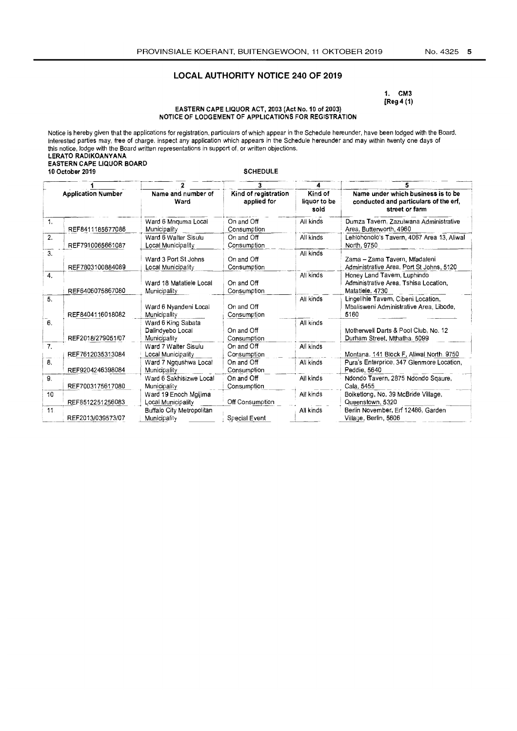## LOCAL AUTHORITY NOTICE 240 OF 2019

**1. CM3**
**[Reg 4 (1)]**

**EASTERN CAPE LIQUOR ACT, 2003 (Act No. 10 of 2003)**
**NOTICE OF LODGEMENT OF APPLICATIONS FOR REGISTRATION**

Notice is hereby given that the applications for registration, particulars of which appear in the Schedule hereunder, have been lodged with the Board. Interested parties may, free of charge, inspect any application which appears in the Schedule hereunder and may within twenty one days of this notice, lodge with the Board written representations in support of, or written objections.

**LERATO RADIKOANYANA**
**EASTERN CAPE LIQUOR BOARD**
**10 October 2019**

**SCHEDULE**

| 1 | | 2 | 3 | 4 | 5 |
|---|---|---|---|---|---|
| Application Number | | Name and number of Ward | Kind of registration applied for | Kind of liquor to be sold | Name under which business is to be conducted and particulars of the erf, street or farm |
| 1. | REF8411185677086 | Ward 6 Mnquma Local Municipality | On and Off Consumption | All kinds | Dumza Tavern, Zazulwana Administrative Area, Butterworth, 4960 |
| 2. | REF7910065661087 | Ward 6 Walter Sisulu Local Municipality | On and Off Consumption | All kinds | Lehlohonolo's Tavern, 4067 Area 13, Aliwal North, 9750 |
| 3. | REF7803100884089 | Ward 3 Port St Johns Local Municipality | On and Off Consumption | All kinds | Zama – Zama Tavern, Mfadaleni Administrative Area, Port St Johns, 5120 |
| 4. | REF6406075867080 | Ward 18 Matatiele Local Municipality | On and Off Consumption | All kinds | Honey Land Tavern, Luphindo Administrative Area, Tshisa Location, Matatiele, 4730 |
| 5. | REF8404116018082 | Ward 6 Nyandeni Local Municipality | On and Off Consumption | All kinds | Lingelihle Tavern, Cibeni Location, Mbalisweni Administrative Area, Libode, 5160 |
| 6. | REF2018/279051/07 | Ward 6 King Sabata Dalindyebo Local Municipality | On and Off Consumption | All kinds | Motherwell Darts & Pool Club, No. 12 Durham Street, Mthatha. 5099 |
| 7. | REF7612035313084 | Ward 7 Walter Sisulu Local Municipality | On and Off Consumption | All kinds | Montana. 141 Block F, Aliwal North. 9750 |
| 8. | REF9204246398084 | Ward 7 Ngqushwa Local Municipality | On and Off Consumption | All kinds | Pura's Enterprice, 347 Glenmore Location, Peddie, 5640 |
| 9. | REF7003175617080 | Ward 6 Sakhisizwe Local Municipality | On and Off Consumption | All kinds | Ndondo Tavern, 2875 Ndondo Sqaure, Cala, 5455 |
| 10 | REF8512251256083 | Ward 19 Enoch Mgijima Local Municipality | Off Consumption | All kinds | Boiketlong, No. 39 McBride Village, Queenstown, 5320 |
| 11 | REF2013/039573/07 | Buffalo City Metropolitan Municipality | Special Event | All kinds | Berlin November, Erf 12486, Garden Village, Berlin, 5606 |